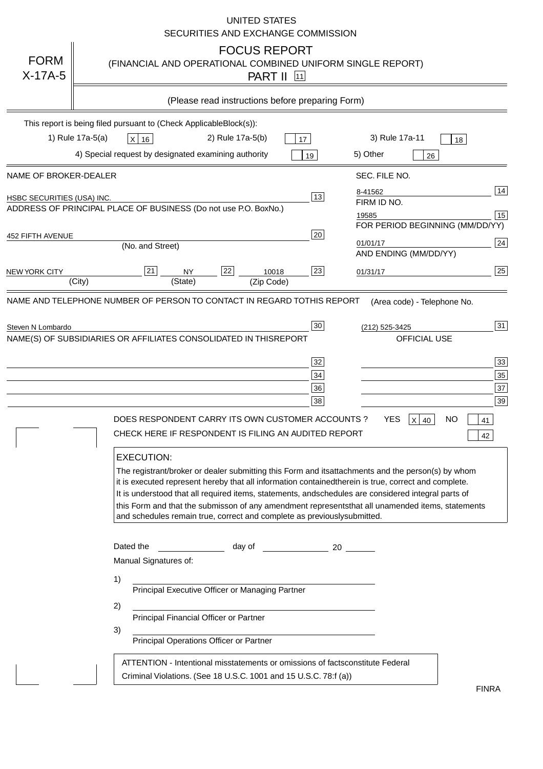UNITED STATES
SECURITIES AND EXCHANGE COMMISSION

FORM X-17A-5

# FOCUS REPORT

(FINANCIAL AND OPERATIONAL COMBINED UNIFORM SINGLE REPORT)

PART II [11]

(Please read instructions before preparing Form)

This report is being filed pursuant to (Check Applicable Block(s)):

1) Rule 17a-5(a) [X] [16]    2) Rule 17a-5(b) [ ] [17]    3) Rule 17a-11 [ ] [18]

4) Special request by designated examining authority [ ] [19]    5) Other [ ] [26]

| NAME OF BROKER-DEALER | | SEC. FILE NO. | |
|---|---|---|---|
| HSBC SECURITIES (USA) INC. | [13] | 8-41562 | [14] |
| ADDRESS OF PRINCIPAL PLACE OF BUSINESS (Do not use P.O. Box No.) | | FIRM ID NO. | |
| | | 19585 | [15] |
| | | FOR PERIOD BEGINNING (MM/DD/YY) | |
| 452 FIFTH AVENUE (No. and Street) | [20] | 01/01/17 | [24] |
| | | AND ENDING (MM/DD/YY) | |
| NEW YORK CITY (City) [21] NY (State) [22] 10018 (Zip Code) | [23] | 01/31/17 | [25] |

| NAME AND TELEPHONE NUMBER OF PERSON TO CONTACT IN REGARD TO THIS REPORT | | (Area code) - Telephone No. | |
|---|---|---|---|
| Steven N Lombardo | [30] | (212) 525-3425 | [31] |
| NAME(S) OF SUBSIDIARIES OR AFFILIATES CONSOLIDATED IN THIS REPORT | | OFFICIAL USE | |
| | [32] | | [33] |
| | [34] | | [35] |
| | [36] | | [37] |
| | [38] | | [39] |

DOES RESPONDENT CARRY ITS OWN CUSTOMER ACCOUNTS? YES [X] [40] NO [ ] [41]

CHECK HERE IF RESPONDENT IS FILING AN AUDITED REPORT [ ] [42]

**EXECUTION:**

The registrant/broker or dealer submitting this Form and its attachments and the person(s) by whom it is executed represent hereby that all information contained therein is true, correct and complete. It is understood that all required items, statements, and schedules are considered integral parts of this Form and that the submisson of any amendment represents that all unamended items, statements and schedules remain true, correct and complete as previously submitted.

Dated the ____________ day of ____________ 20 ______

Manual Signatures of:

1) ______________________________
Principal Executive Officer or Managing Partner

2) ______________________________
Principal Financial Officer or Partner

3) ______________________________
Principal Operations Officer or Partner

ATTENTION - Intentional misstatements or omissions of facts constitute Federal Criminal Violations. (See 18 U.S.C. 1001 and 15 U.S.C. 78:f (a))

FINRA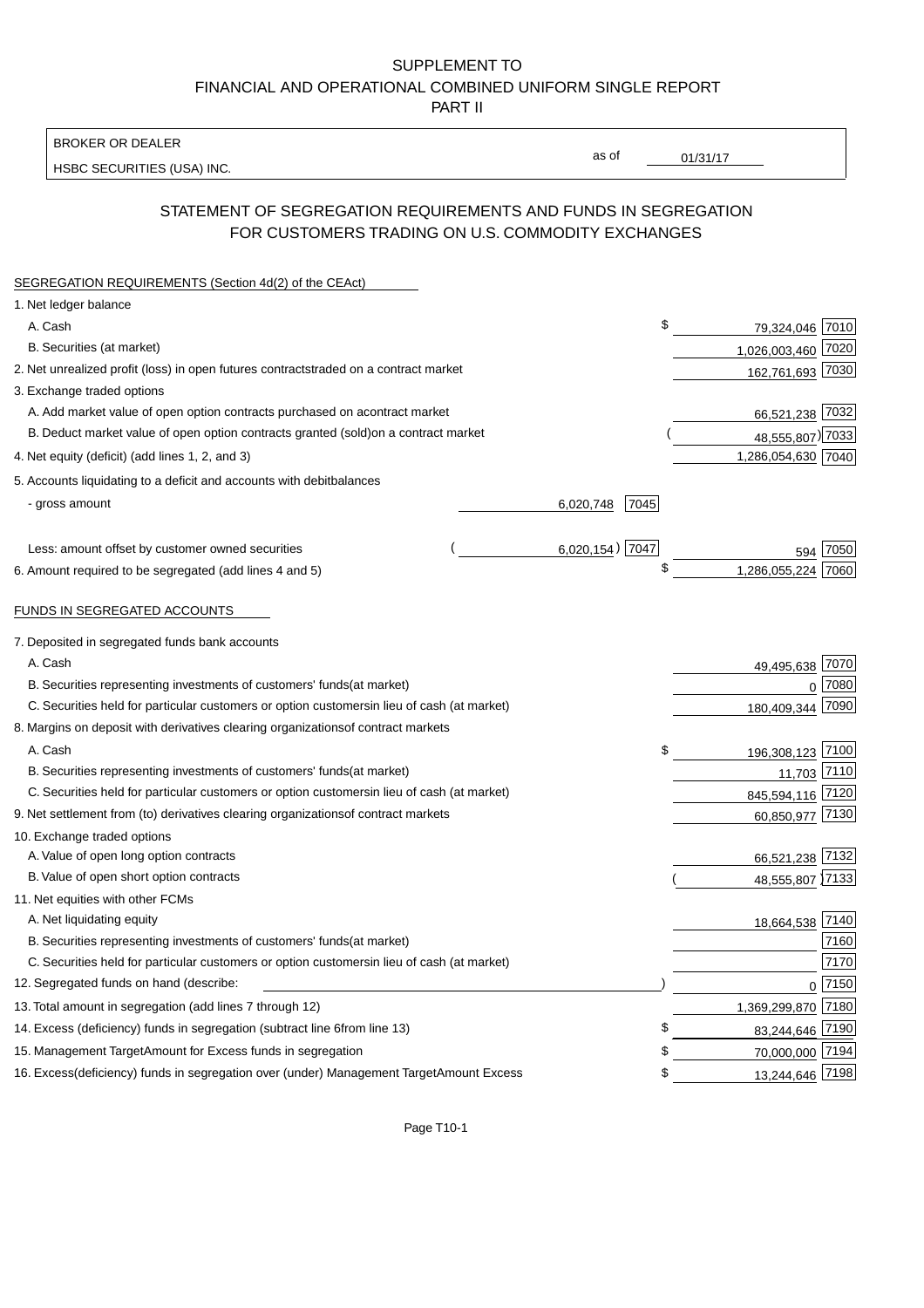# SUPPLEMENT TO
# FINANCIAL AND OPERATIONAL COMBINED UNIFORM SINGLE REPORT
# PART II

BROKER OR DEALER

HSBC SECURITIES (USA) INC.

as of 01/31/17

## STATEMENT OF SEGREGATION REQUIREMENTS AND FUNDS IN SEGREGATION FOR CUSTOMERS TRADING ON U.S. COMMODITY EXCHANGES

### SEGREGATION REQUIREMENTS (Section 4d(2) of the CEAct)

| | | | | |
|---|---|---|---|---|
| 1. Net ledger balance | | | | |
| A. Cash | | | $ 79,324,046 | 7010 |
| B. Securities (at market) | | | 1,026,003,460 | 7020 |
| 2. Net unrealized profit (loss) in open futures contracts traded on a contract market | | | 162,761,693 | 7030 |
| 3. Exchange traded options | | | | |
| A. Add market value of open option contracts purchased on a contract market | | | 66,521,238 | 7032 |
| B. Deduct market value of open option contracts granted (sold) on a contract market | | | ( 48,555,807) | 7033 |
| 4. Net equity (deficit) (add lines 1, 2, and 3) | | | 1,286,054,630 | 7040 |
| 5. Accounts liquidating to a deficit and accounts with debit balances | | | | |
| - gross amount | 6,020,748 | 7045 | | |
| Less: amount offset by customer owned securities | ( 6,020,154) | 7047 | 594 | 7050 |
| 6. Amount required to be segregated (add lines 4 and 5) | | | $ 1,286,055,224 | 7060 |

### FUNDS IN SEGREGATED ACCOUNTS

| | | |
|---|---|---|
| 7. Deposited in segregated funds bank accounts | | |
| A. Cash | 49,495,638 | 7070 |
| B. Securities representing investments of customers' funds (at market) | 0 | 7080 |
| C. Securities held for particular customers or option customers in lieu of cash (at market) | 180,409,344 | 7090 |
| 8. Margins on deposit with derivatives clearing organizations of contract markets | | |
| A. Cash | $ 196,308,123 | 7100 |
| B. Securities representing investments of customers' funds (at market) | 11,703 | 7110 |
| C. Securities held for particular customers or option customers in lieu of cash (at market) | 845,594,116 | 7120 |
| 9. Net settlement from (to) derivatives clearing organizations of contract markets | 60,850,977 | 7130 |
| 10. Exchange traded options | | |
| A. Value of open long option contracts | 66,521,238 | 7132 |
| B. Value of open short option contracts | ( 48,555,807) | 7133 |
| 11. Net equities with other FCMs | | |
| A. Net liquidating equity | 18,664,538 | 7140 |
| B. Securities representing investments of customers' funds (at market) | | 7160 |
| C. Securities held for particular customers or option customers in lieu of cash (at market) | | 7170 |
| 12. Segregated funds on hand (describe: ) | 0 | 7150 |
| 13. Total amount in segregation (add lines 7 through 12) | 1,369,299,870 | 7180 |
| 14. Excess (deficiency) funds in segregation (subtract line 6 from line 13) | $ 83,244,646 | 7190 |
| 15. Management Target Amount for Excess funds in segregation | $ 70,000,000 | 7194 |
| 16. Excess (deficiency) funds in segregation over (under) Management Target Amount Excess | $ 13,244,646 | 7198 |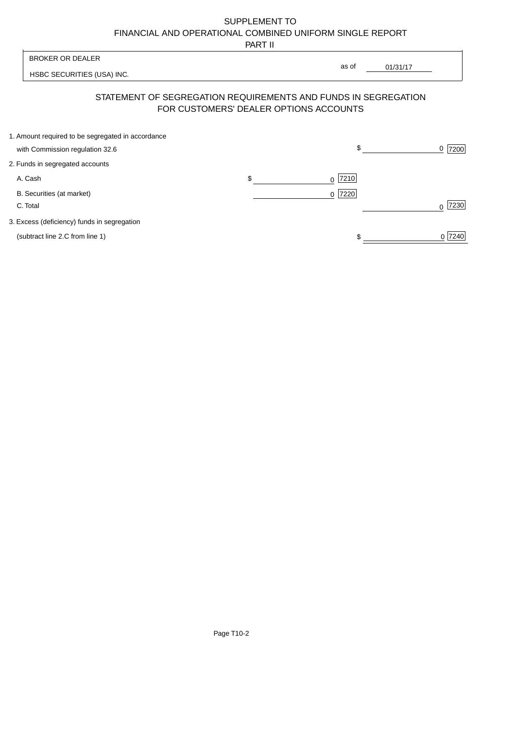SUPPLEMENT TO
FINANCIAL AND OPERATIONAL COMBINED UNIFORM SINGLE REPORT
PART II

| BROKER OR DEALER | |
|---|---|
| HSBC SECURITIES (USA) INC. | as of 01/31/17 |

## STATEMENT OF SEGREGATION REQUIREMENTS AND FUNDS IN SEGREGATION FOR CUSTOMERS' DEALER OPTIONS ACCOUNTS

| | | |
|---|---|---|
| 1. Amount required to be segregated in accordance with Commission regulation 32.6 | | $ 0 [7200] |
| 2. Funds in segregated accounts | | |
| A. Cash | $ 0 [7210] | |
| B. Securities (at market) | 0 [7220] | |
| C. Total | | 0 [7230] |
| 3. Excess (deficiency) funds in segregation (subtract line 2.C from line 1) | | $ 0 [7240] |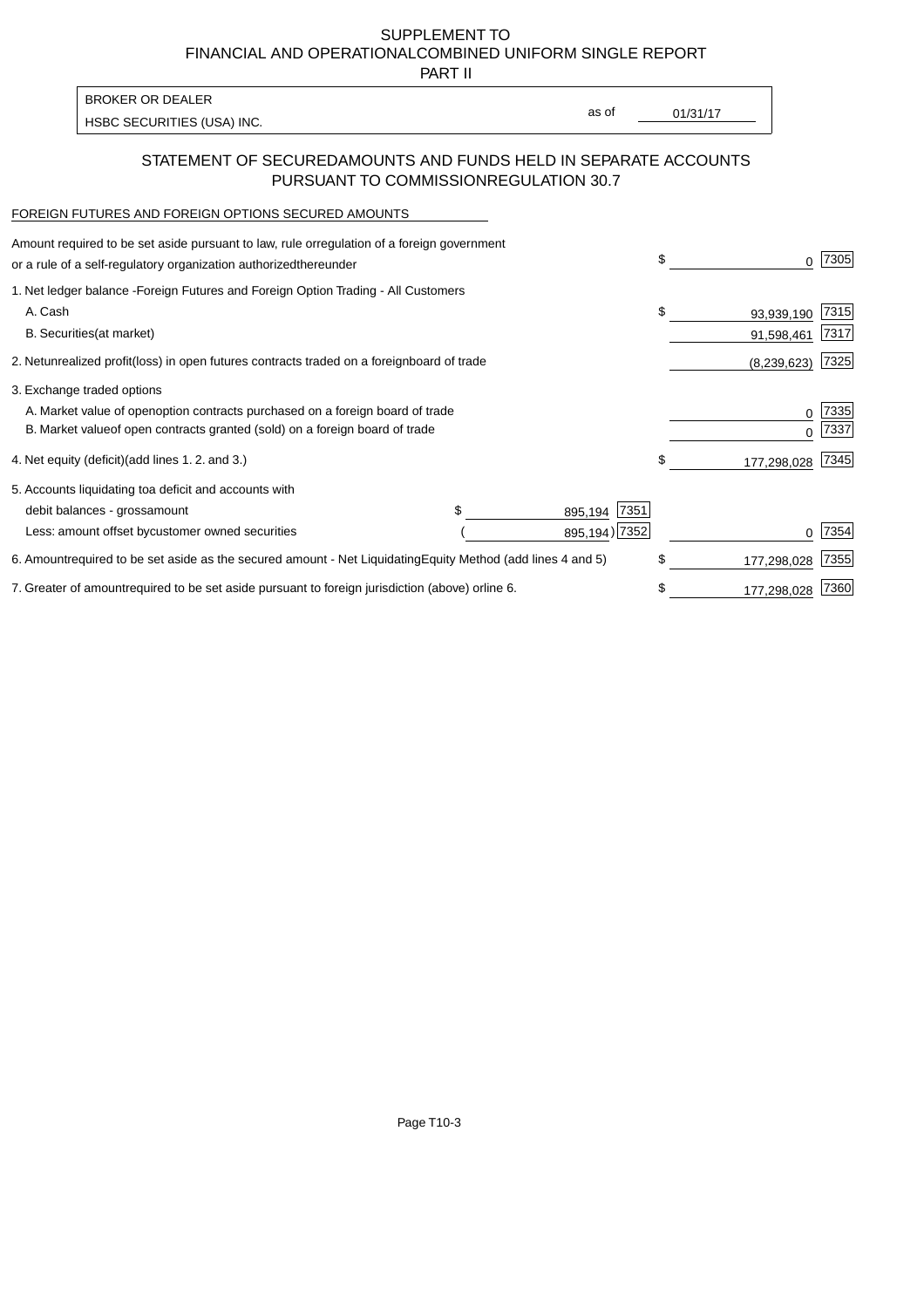SUPPLEMENT TO
FINANCIAL AND OPERATIONAL COMBINED UNIFORM SINGLE REPORT
PART II

| BROKER OR DEALER | | |
|---|---|---|
| HSBC SECURITIES (USA) INC. | as of | 01/31/17 |

## STATEMENT OF SECURED AMOUNTS AND FUNDS HELD IN SEPARATE ACCOUNTS PURSUANT TO COMMISSION REGULATION 30.7

FOREIGN FUTURES AND FOREIGN OPTIONS SECURED AMOUNTS

| | | | | |
|---|---|---|---|---|
| Amount required to be set aside pursuant to law, rule or regulation of a foreign government or a rule of a self-regulatory organization authorized thereunder | | | $ 0 | 7305 |
| 1. Net ledger balance - Foreign Futures and Foreign Option Trading - All Customers | | | | |
| A. Cash | | | $ 93,939,190 | 7315 |
| B. Securities (at market) | | | 91,598,461 | 7317 |
| 2. Net unrealized profit (loss) in open futures contracts traded on a foreign board of trade | | | (8,239,623) | 7325 |
| 3. Exchange traded options | | | | |
| A. Market value of open option contracts purchased on a foreign board of trade | | | 0 | 7335 |
| B. Market value of open contracts granted (sold) on a foreign board of trade | | | 0 | 7337 |
| 4. Net equity (deficit) (add lines 1. 2. and 3.) | | | $ 177,298,028 | 7345 |
| 5. Accounts liquidating to a deficit and accounts with | | | | |
| debit balances - gross amount | $ 895,194 | 7351 | | |
| Less: amount offset by customer owned securities | (895,194) | 7352 | 0 | 7354 |
| 6. Amount required to be set aside as the secured amount - Net Liquidating Equity Method (add lines 4 and 5) | | | $ 177,298,028 | 7355 |
| 7. Greater of amount required to be set aside pursuant to foreign jurisdiction (above) or line 6. | | | $ 177,298,028 | 7360 |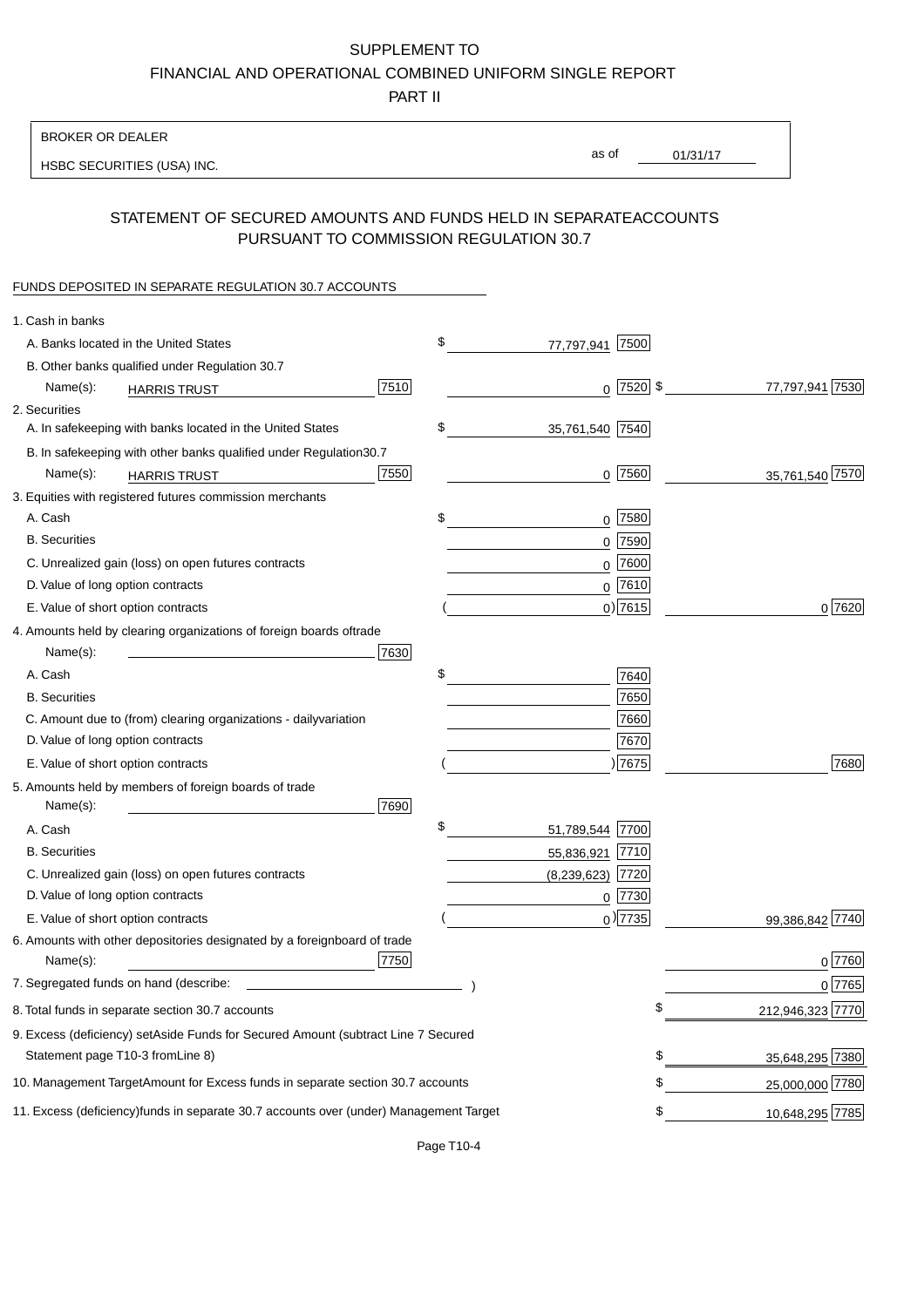SUPPLEMENT TO

FINANCIAL AND OPERATIONAL COMBINED UNIFORM SINGLE REPORT

PART II

BROKER OR DEALER

HSBC SECURITIES (USA) INC.

as of 01/31/17

## STATEMENT OF SECURED AMOUNTS AND FUNDS HELD IN SEPARATEACCOUNTS PURSUANT TO COMMISSION REGULATION 30.7

FUNDS DEPOSITED IN SEPARATE REGULATION 30.7 ACCOUNTS

| Item | | | |
|---|---|---|---|
| 1. Cash in banks | | | |
| A. Banks located in the United States | | $ 77,797,941 [7500] | |
| B. Other banks qualified under Regulation 30.7 Name(s): HARRIS TRUST | [7510] | 0 [7520] | $ 77,797,941 [7530] |
| 2. Securities | | | |
| A. In safekeeping with banks located in the United States | | $ 35,761,540 [7540] | |
| B. In safekeeping with other banks qualified under Regulation30.7 Name(s): HARRIS TRUST | [7550] | 0 [7560] | 35,761,540 [7570] |
| 3. Equities with registered futures commission merchants | | | |
| A. Cash | | $ 0 [7580] | |
| B. Securities | | 0 [7590] | |
| C. Unrealized gain (loss) on open futures contracts | | 0 [7600] | |
| D. Value of long option contracts | | 0 [7610] | |
| E. Value of short option contracts | | ( 0) [7615] | 0 [7620] |
| 4. Amounts held by clearing organizations of foreign boards oftrade Name(s): | [7630] | | |
| A. Cash | | $ [7640] | |
| B. Securities | | [7650] | |
| C. Amount due to (from) clearing organizations - dailyvariation | | [7660] | |
| D. Value of long option contracts | | [7670] | |
| E. Value of short option contracts | | ( ) [7675] | [7680] |
| 5. Amounts held by members of foreign boards of trade Name(s): | [7690] | | |
| A. Cash | | $ 51,789,544 [7700] | |
| B. Securities | | 55,836,921 [7710] | |
| C. Unrealized gain (loss) on open futures contracts | | (8,239,623) [7720] | |
| D. Value of long option contracts | | 0 [7730] | |
| E. Value of short option contracts | | ( 0) [7735] | 99,386,842 [7740] |
| 6. Amounts with other depositories designated by a foreignboard of trade Name(s): | [7750] | | 0 [7760] |
| 7. Segregated funds on hand (describe: ) | | | 0 [7765] |
| 8. Total funds in separate section 30.7 accounts | | | $ 212,946,323 [7770] |
| 9. Excess (deficiency) setAside Funds for Secured Amount (subtract Line 7 Secured Statement page T10-3 fromLine 8) | | | $ 35,648,295 [7380] |
| 10. Management TargetAmount for Excess funds in separate section 30.7 accounts | | | $ 25,000,000 [7780] |
| 11. Excess (deficiency)funds in separate 30.7 accounts over (under) Management Target | | | $ 10,648,295 [7785] |

Page T10-4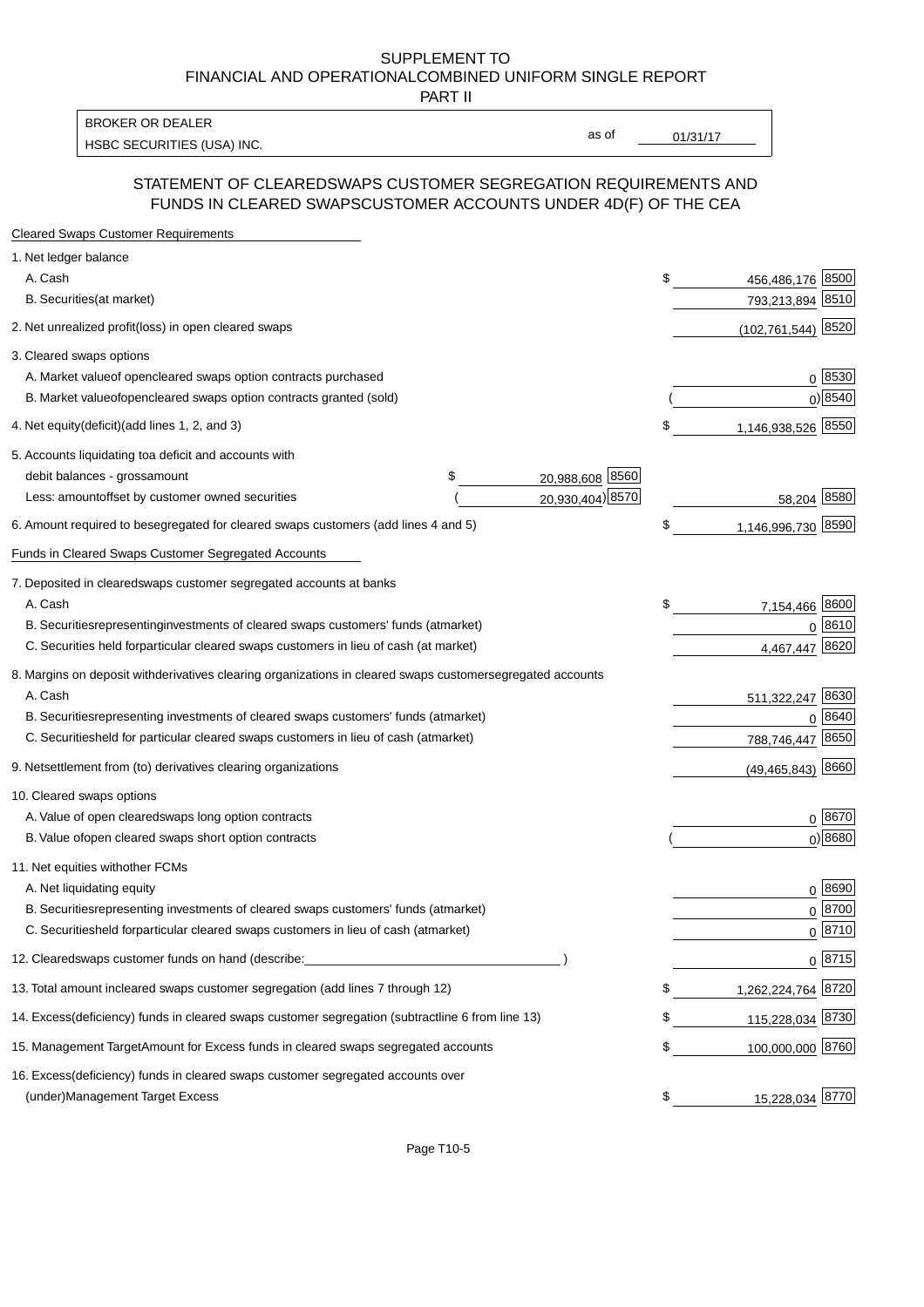SUPPLEMENT TO
FINANCIAL AND OPERATIONALCOMBINED UNIFORM SINGLE REPORT
PART II

BROKER OR DEALER
HSBC SECURITIES (USA) INC.

as of 01/31/17

## STATEMENT OF CLEAREDSWAPS CUSTOMER SEGREGATION REQUIREMENTS AND FUNDS IN CLEARED SWAPSCUSTOMER ACCOUNTS UNDER 4D(F) OF THE CEA

Cleared Swaps Customer Requirements

| | | | | |
|---|---|---|---|---|
| 1. Net ledger balance | | | | |
| A. Cash | | | $ 456,486,176 | 8500 |
| B. Securities(at market) | | | 793,213,894 | 8510 |
| 2. Net unrealized profit(loss) in open cleared swaps | | | (102,761,544) | 8520 |
| 3. Cleared swaps options | | | | |
| A. Market valueof opencleared swaps option contracts purchased | | | 0 | 8530 |
| B. Market valueofopencleared swaps option contracts granted (sold) | | | ( 0) | 8540 |
| 4. Net equity(deficit)(add lines 1, 2, and 3) | | | $ 1,146,938,526 | 8550 |
| 5. Accounts liquidating toa deficit and accounts with debit balances - grossamount | $ 20,988,608 | 8560 | | |
| Less: amountoffset by customer owned securities | ( 20,930,404) | 8570 | 58,204 | 8580 |
| 6. Amount required to besegregated for cleared swaps customers (add lines 4 and 5) | | | $ 1,146,996,730 | 8590 |

Funds in Cleared Swaps Customer Segregated Accounts

| | | |
|---|---|---|
| 7. Deposited in clearedswaps customer segregated accounts at banks | | |
| A. Cash | $ 7,154,466 | 8600 |
| B. Securitiesrepresentinginvestments of cleared swaps customers' funds (atmarket) | 0 | 8610 |
| C. Securities held forparticular cleared swaps customers in lieu of cash (at market) | 4,467,447 | 8620 |
| 8. Margins on deposit withderivatives clearing organizations in cleared swaps customersegregated accounts | | |
| A. Cash | 511,322,247 | 8630 |
| B. Securitiesrepresenting investments of cleared swaps customers' funds (atmarket) | 0 | 8640 |
| C. Securitiesheld for particular cleared swaps customers in lieu of cash (atmarket) | 788,746,447 | 8650 |
| 9. Netsettlement from (to) derivatives clearing organizations | (49,465,843) | 8660 |
| 10. Cleared swaps options | | |
| A. Value of open clearedswaps long option contracts | 0 | 8670 |
| B. Value ofopen cleared swaps short option contracts | ( 0) | 8680 |
| 11. Net equities withother FCMs | | |
| A. Net liquidating equity | 0 | 8690 |
| B. Securitiesrepresenting investments of cleared swaps customers' funds (atmarket) | 0 | 8700 |
| C. Securitiesheld forparticular cleared swaps customers in lieu of cash (atmarket) | 0 | 8710 |
| 12. Clearedswaps customer funds on hand (describe:___________________________________ ) | 0 | 8715 |
| 13. Total amount incleared swaps customer segregation (add lines 7 through 12) | $ 1,262,224,764 | 8720 |
| 14. Excess(deficiency) funds in cleared swaps customer segregation (subtractline 6 from line 13) | $ 115,228,034 | 8730 |
| 15. Management TargetAmount for Excess funds in cleared swaps segregated accounts | $ 100,000,000 | 8760 |
| 16. Excess(deficiency) funds in cleared swaps customer segregated accounts over (under)Management Target Excess | $ 15,228,034 | 8770 |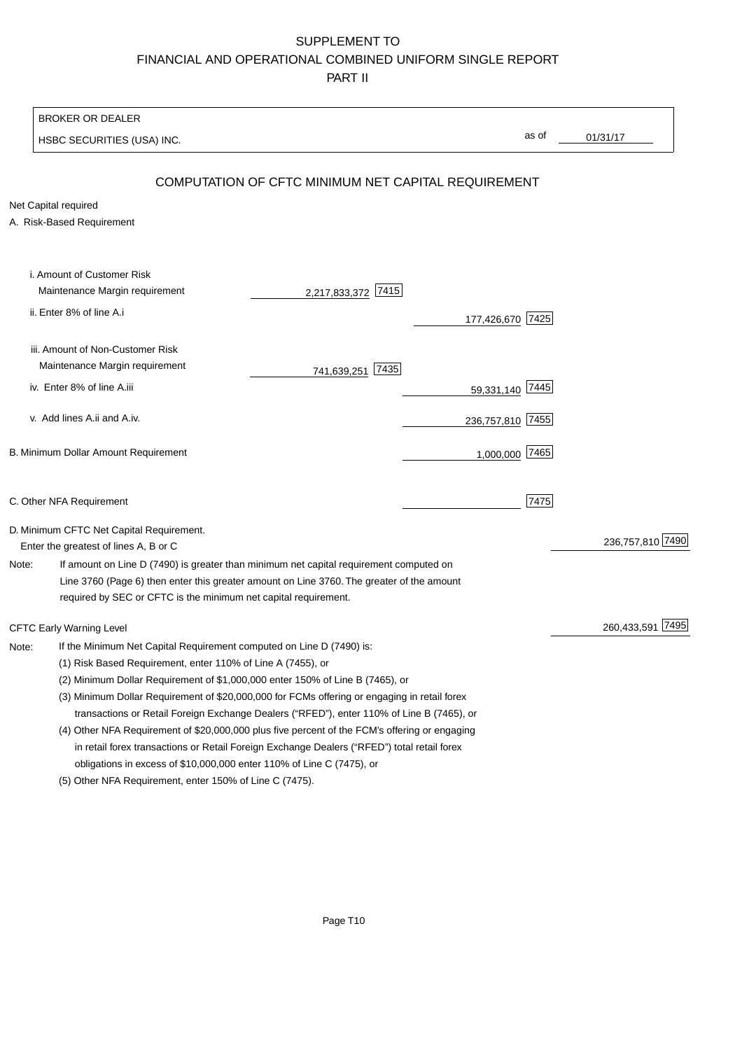# SUPPLEMENT TO
# FINANCIAL AND OPERATIONAL COMBINED UNIFORM SINGLE REPORT
# PART II

| | |
|---|---|
| BROKER OR DEALER | |
| HSBC SECURITIES (USA) INC. | as of 01/31/17 |

## COMPUTATION OF CFTC MINIMUM NET CAPITAL REQUIREMENT

Net Capital required

A. Risk-Based Requirement

| | | | |
|---|---|---|---|
| i. Amount of Customer Risk Maintenance Margin requirement | 2,217,833,372 [7415] | | |
| ii. Enter 8% of line A.i | | 177,426,670 [7425] | |
| iii. Amount of Non-Customer Risk Maintenance Margin requirement | 741,639,251 [7435] | | |
| iv. Enter 8% of line A.iii | | 59,331,140 [7445] | |
| v. Add lines A.ii and A.iv. | | 236,757,810 [7455] | |
| B. Minimum Dollar Amount Requirement | | 1,000,000 [7465] | |
| C. Other NFA Requirement | | [7475] | |
| D. Minimum CFTC Net Capital Requirement. Enter the greatest of lines A, B or C | | | 236,757,810 [7490] |

Note: If amount on Line D (7490) is greater than minimum net capital requirement computed on Line 3760 (Page 6) then enter this greater amount on Line 3760. The greater of the amount required by SEC or CFTC is the minimum net capital requirement.

CFTC Early Warning Level 260,433,591 [7495]

Note: If the Minimum Net Capital Requirement computed on Line D (7490) is:

(1) Risk Based Requirement, enter 110% of Line A (7455), or

(2) Minimum Dollar Requirement of $1,000,000 enter 150% of Line B (7465), or

(3) Minimum Dollar Requirement of $20,000,000 for FCMs offering or engaging in retail forex transactions or Retail Foreign Exchange Dealers ("RFED"), enter 110% of Line B (7465), or

(4) Other NFA Requirement of $20,000,000 plus five percent of the FCM's offering or engaging in retail forex transactions or Retail Foreign Exchange Dealers ("RFED") total retail forex obligations in excess of $10,000,000 enter 110% of Line C (7475), or

(5) Other NFA Requirement, enter 150% of Line C (7475).